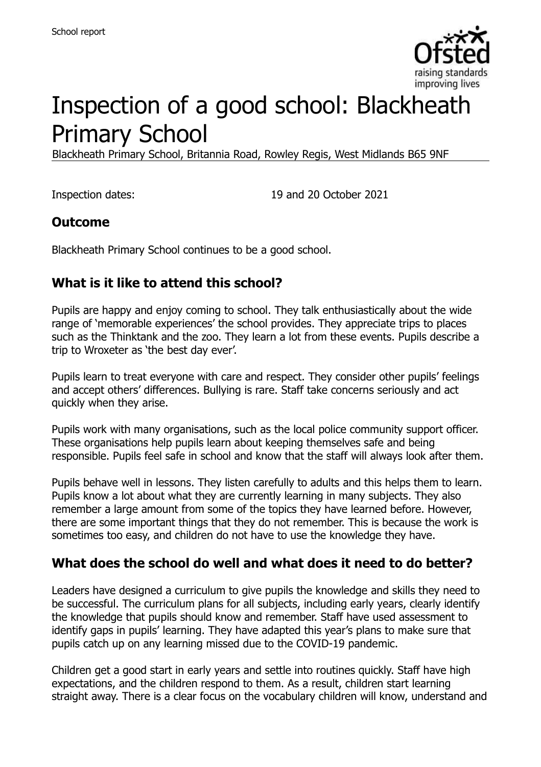# Inspection of a good school: Blackheath Primary School

Blackheath Primary School, Britannia Road, Rowley Regis, West Midlands B65 9NF

Inspection dates: 19 and 20 October 2021

## Outcome

Blackheath Primary School continues to be a good school.

## What is it like to attend this school?

Pupils are happy and enjoy coming to school. They talk enthusiastically about the wide range of 'memorable experiences' the school provides. They appreciate trips to places such as the Thinktank and the zoo. They learn a lot from these events. Pupils describe a trip to Wroxeter as 'the best day ever'.

Pupils learn to treat everyone with care and respect. They consider other pupils' feelings and accept others' differences. Bullying is rare. Staff take concerns seriously and act quickly when they arise.

Pupils work with many organisations, such as the local police community support officer. These organisations help pupils learn about keeping themselves safe and being responsible. Pupils feel safe in school and know that the staff will always look after them.

Pupils behave well in lessons. They listen carefully to adults and this helps them to learn. Pupils know a lot about what they are currently learning in many subjects. They also remember a large amount from some of the topics they have learned before. However, there are some important things that they do not remember. This is because the work is sometimes too easy, and children do not have to use the knowledge they have.

## What does the school do well and what does it need to do better?

Leaders have designed a curriculum to give pupils the knowledge and skills they need to be successful. The curriculum plans for all subjects, including early years, clearly identify the knowledge that pupils should know and remember. Staff have used assessment to identify gaps in pupils' learning. They have adapted this year's plans to make sure that pupils catch up on any learning missed due to the COVID-19 pandemic.

Children get a good start in early years and settle into routines quickly. Staff have high expectations, and the children respond to them. As a result, children start learning straight away. There is a clear focus on the vocabulary children will know, understand and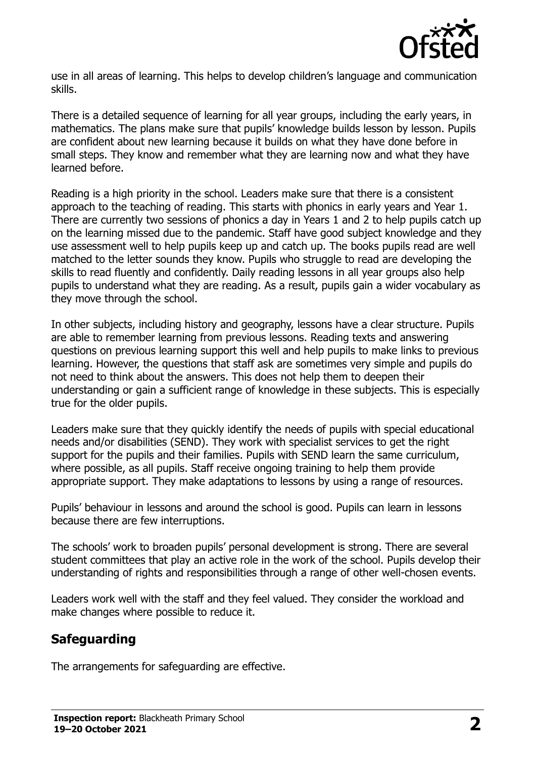use in all areas of learning. This helps to develop children's language and communication skills.

There is a detailed sequence of learning for all year groups, including the early years, in mathematics. The plans make sure that pupils' knowledge builds lesson by lesson. Pupils are confident about new learning because it builds on what they have done before in small steps. They know and remember what they are learning now and what they have learned before.

Reading is a high priority in the school. Leaders make sure that there is a consistent approach to the teaching of reading. This starts with phonics in early years and Year 1. There are currently two sessions of phonics a day in Years 1 and 2 to help pupils catch up on the learning missed due to the pandemic. Staff have good subject knowledge and they use assessment well to help pupils keep up and catch up. The books pupils read are well matched to the letter sounds they know. Pupils who struggle to read are developing the skills to read fluently and confidently. Daily reading lessons in all year groups also help pupils to understand what they are reading. As a result, pupils gain a wider vocabulary as they move through the school.

In other subjects, including history and geography, lessons have a clear structure. Pupils are able to remember learning from previous lessons. Reading texts and answering questions on previous learning support this well and help pupils to make links to previous learning. However, the questions that staff ask are sometimes very simple and pupils do not need to think about the answers. This does not help them to deepen their understanding or gain a sufficient range of knowledge in these subjects. This is especially true for the older pupils.

Leaders make sure that they quickly identify the needs of pupils with special educational needs and/or disabilities (SEND). They work with specialist services to get the right support for the pupils and their families. Pupils with SEND learn the same curriculum, where possible, as all pupils. Staff receive ongoing training to help them provide appropriate support. They make adaptations to lessons by using a range of resources.

Pupils' behaviour in lessons and around the school is good. Pupils can learn in lessons because there are few interruptions.

The schools' work to broaden pupils' personal development is strong. There are several student committees that play an active role in the work of the school. Pupils develop their understanding of rights and responsibilities through a range of other well-chosen events.

Leaders work well with the staff and they feel valued. They consider the workload and make changes where possible to reduce it.

## Safeguarding

The arrangements for safeguarding are effective.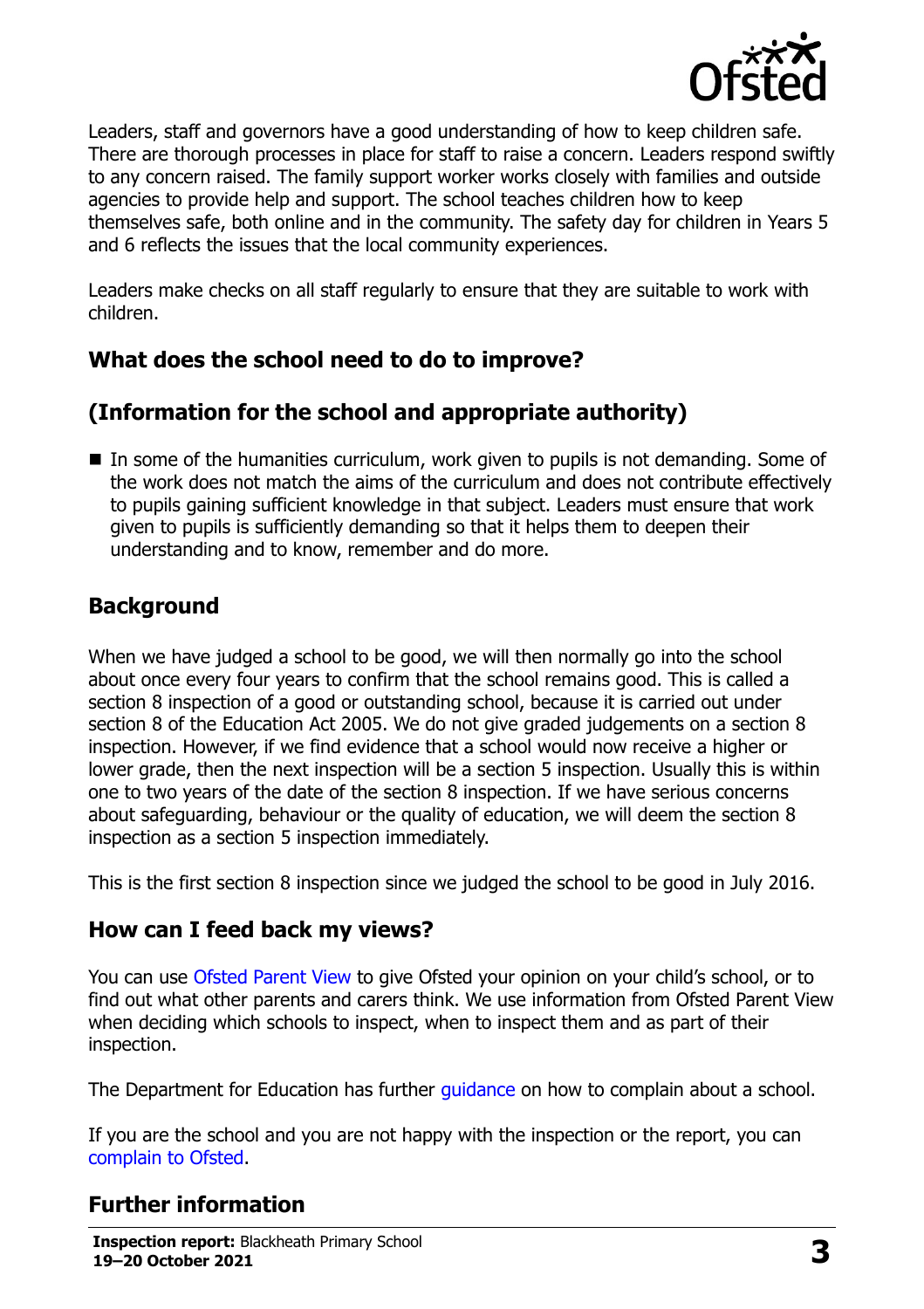Leaders, staff and governors have a good understanding of how to keep children safe. There are thorough processes in place for staff to raise a concern. Leaders respond swiftly to any concern raised. The family support worker works closely with families and outside agencies to provide help and support. The school teaches children how to keep themselves safe, both online and in the community. The safety day for children in Years 5 and 6 reflects the issues that the local community experiences.

Leaders make checks on all staff regularly to ensure that they are suitable to work with children.

## What does the school need to do to improve?

## (Information for the school and appropriate authority)

- In some of the humanities curriculum, work given to pupils is not demanding. Some of the work does not match the aims of the curriculum and does not contribute effectively to pupils gaining sufficient knowledge in that subject. Leaders must ensure that work given to pupils is sufficiently demanding so that it helps them to deepen their understanding and to know, remember and do more.

## Background

When we have judged a school to be good, we will then normally go into the school about once every four years to confirm that the school remains good. This is called a section 8 inspection of a good or outstanding school, because it is carried out under section 8 of the Education Act 2005. We do not give graded judgements on a section 8 inspection. However, if we find evidence that a school would now receive a higher or lower grade, then the next inspection will be a section 5 inspection. Usually this is within one to two years of the date of the section 8 inspection. If we have serious concerns about safeguarding, behaviour or the quality of education, we will deem the section 8 inspection as a section 5 inspection immediately.

This is the first section 8 inspection since we judged the school to be good in July 2016.

## How can I feed back my views?

You can use Ofsted Parent View to give Ofsted your opinion on your child's school, or to find out what other parents and carers think. We use information from Ofsted Parent View when deciding which schools to inspect, when to inspect them and as part of their inspection.

The Department for Education has further guidance on how to complain about a school.

If you are the school and you are not happy with the inspection or the report, you can complain to Ofsted.

## Further information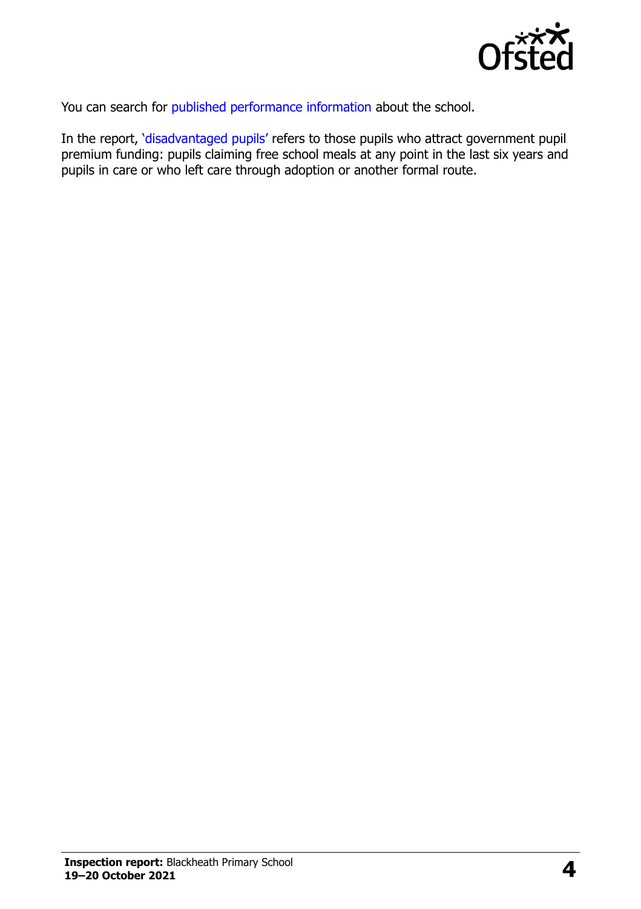You can search for published performance information about the school.

In the report, 'disadvantaged pupils' refers to those pupils who attract government pupil premium funding: pupils claiming free school meals at any point in the last six years and pupils in care or who left care through adoption or another formal route.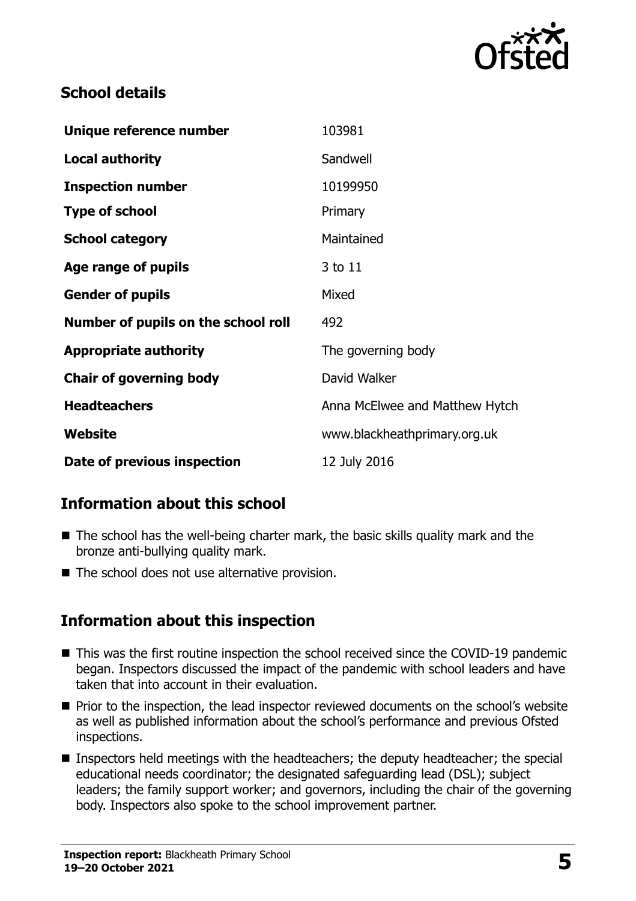## School details

| | |
|---|---|
| **Unique reference number** | 103981 |
| **Local authority** | Sandwell |
| **Inspection number** | 10199950 |
| **Type of school** | Primary |
| **School category** | Maintained |
| **Age range of pupils** | 3 to 11 |
| **Gender of pupils** | Mixed |
| **Number of pupils on the school roll** | 492 |
| **Appropriate authority** | The governing body |
| **Chair of governing body** | David Walker |
| **Headteachers** | Anna McElwee and Matthew Hytch |
| **Website** | www.blackheathprimary.org.uk |
| **Date of previous inspection** | 12 July 2016 |

## Information about this school

- The school has the well-being charter mark, the basic skills quality mark and the bronze anti-bullying quality mark.
- The school does not use alternative provision.

## Information about this inspection

- This was the first routine inspection the school received since the COVID-19 pandemic began. Inspectors discussed the impact of the pandemic with school leaders and have taken that into account in their evaluation.
- Prior to the inspection, the lead inspector reviewed documents on the school's website as well as published information about the school's performance and previous Ofsted inspections.
- Inspectors held meetings with the headteachers; the deputy headteacher; the special educational needs coordinator; the designated safeguarding lead (DSL); subject leaders; the family support worker; and governors, including the chair of the governing body. Inspectors also spoke to the school improvement partner.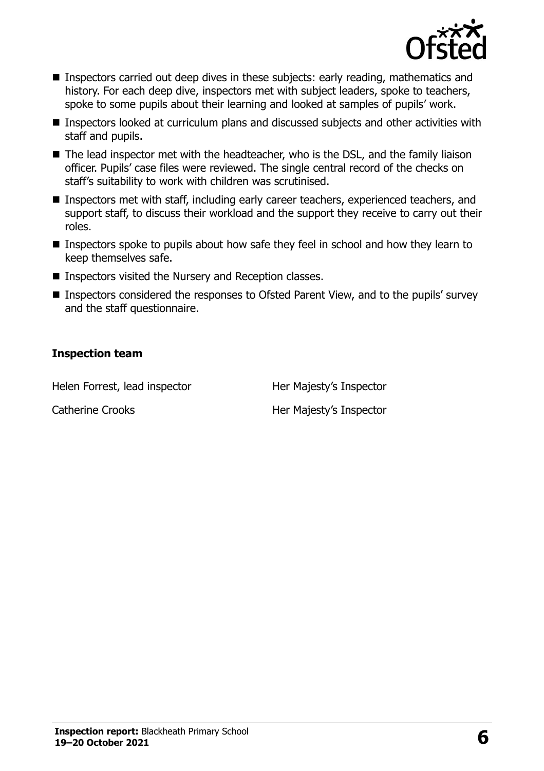- Inspectors carried out deep dives in these subjects: early reading, mathematics and history. For each deep dive, inspectors met with subject leaders, spoke to teachers, spoke to some pupils about their learning and looked at samples of pupils' work.
- Inspectors looked at curriculum plans and discussed subjects and other activities with staff and pupils.
- The lead inspector met with the headteacher, who is the DSL, and the family liaison officer. Pupils' case files were reviewed. The single central record of the checks on staff's suitability to work with children was scrutinised.
- Inspectors met with staff, including early career teachers, experienced teachers, and support staff, to discuss their workload and the support they receive to carry out their roles.
- Inspectors spoke to pupils about how safe they feel in school and how they learn to keep themselves safe.
- Inspectors visited the Nursery and Reception classes.
- Inspectors considered the responses to Ofsted Parent View, and to the pupils' survey and the staff questionnaire.

### Inspection team

| | |
|---|---|
| Helen Forrest, lead inspector | Her Majesty's Inspector |
| Catherine Crooks | Her Majesty's Inspector |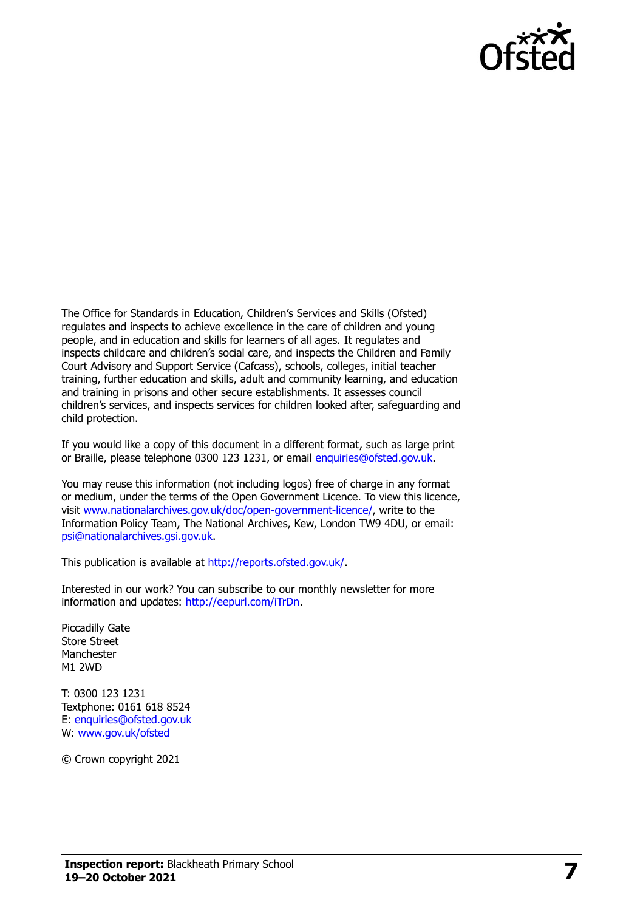The Office for Standards in Education, Children's Services and Skills (Ofsted) regulates and inspects to achieve excellence in the care of children and young people, and in education and skills for learners of all ages. It regulates and inspects childcare and children's social care, and inspects the Children and Family Court Advisory and Support Service (Cafcass), schools, colleges, initial teacher training, further education and skills, adult and community learning, and education and training in prisons and other secure establishments. It assesses council children's services, and inspects services for children looked after, safeguarding and child protection.

If you would like a copy of this document in a different format, such as large print or Braille, please telephone 0300 123 1231, or email enquiries@ofsted.gov.uk.

You may reuse this information (not including logos) free of charge in any format or medium, under the terms of the Open Government Licence. To view this licence, visit www.nationalarchives.gov.uk/doc/open-government-licence/, write to the Information Policy Team, The National Archives, Kew, London TW9 4DU, or email: psi@nationalarchives.gsi.gov.uk.

This publication is available at http://reports.ofsted.gov.uk/.

Interested in our work? You can subscribe to our monthly newsletter for more information and updates: http://eepurl.com/iTrDn.

Piccadilly Gate
Store Street
Manchester
M1 2WD

T: 0300 123 1231
Textphone: 0161 618 8524
E: enquiries@ofsted.gov.uk
W: www.gov.uk/ofsted

© Crown copyright 2021